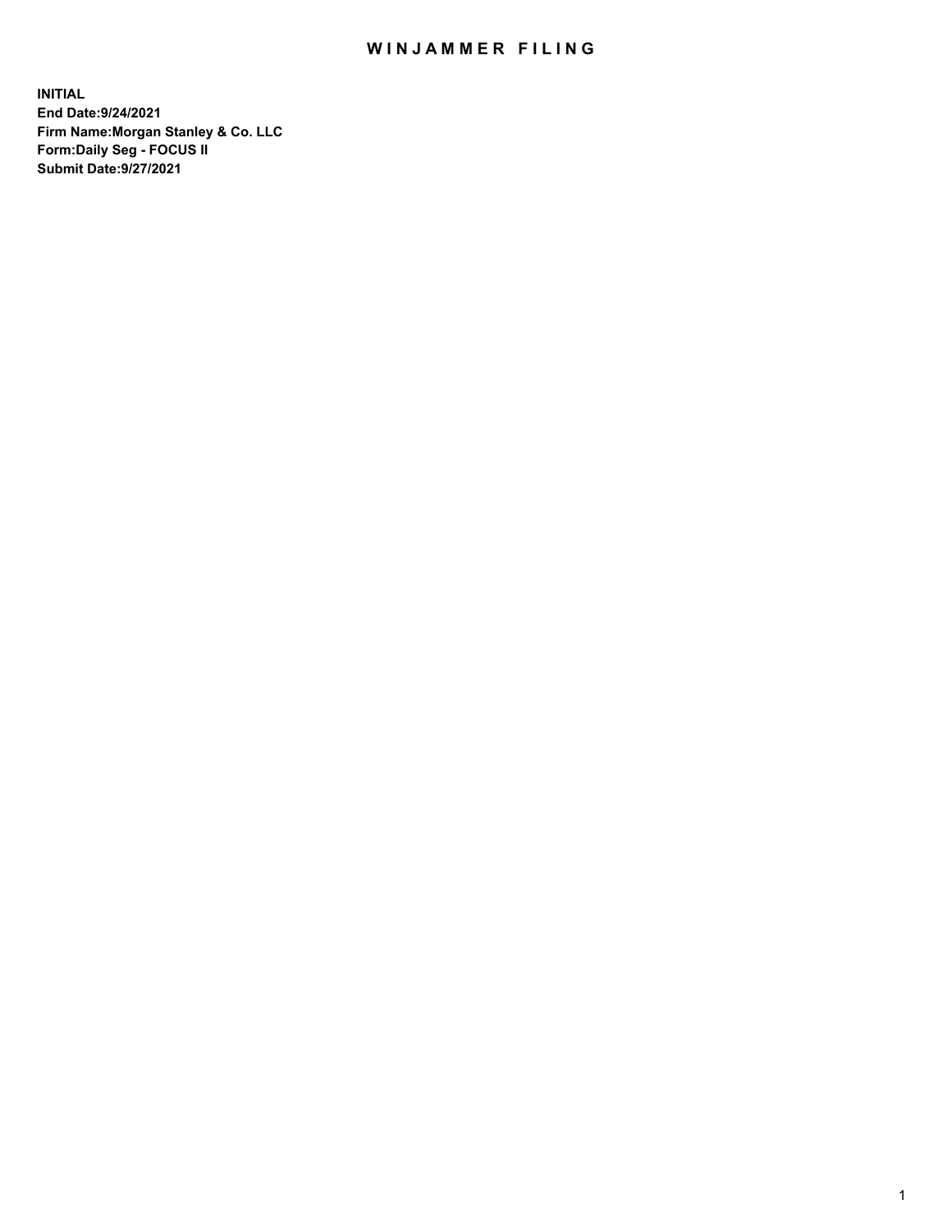# WINJAMMER FILING

**INITIAL**
**End Date:9/24/2021**
**Firm Name:Morgan Stanley & Co. LLC**
**Form:Daily Seg - FOCUS II**
**Submit Date:9/27/2021**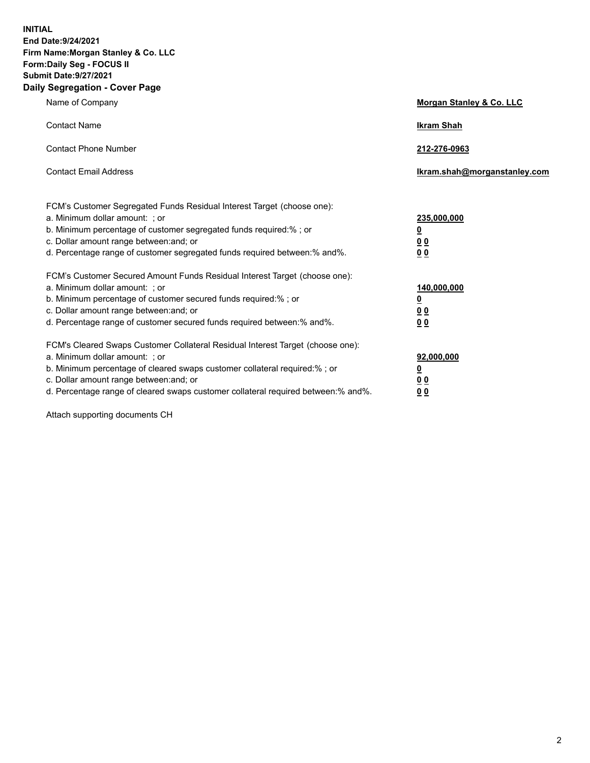**INITIAL**
**End Date:9/24/2021**
**Firm Name:Morgan Stanley & Co. LLC**
**Form:Daily Seg - FOCUS II**
**Submit Date:9/27/2021**

## Daily Segregation - Cover Page

| | |
|---|---|
| Name of Company | **Morgan Stanley & Co. LLC** |
| Contact Name | **Ikram Shah** |
| Contact Phone Number | **212-276-0963** |
| Contact Email Address | **Ikram.shah@morganstanley.com** |

| | |
|---|---|
| FCM's Customer Segregated Funds Residual Interest Target (choose one): | |
| a. Minimum dollar amount: ; or | **235,000,000** |
| b. Minimum percentage of customer segregated funds required:% ; or | **0** |
| c. Dollar amount range between:and; or | **0 0** |
| d. Percentage range of customer segregated funds required between:% and%. | **0 0** |
| FCM's Customer Secured Amount Funds Residual Interest Target (choose one): | |
| a. Minimum dollar amount: ; or | **140,000,000** |
| b. Minimum percentage of customer secured funds required:% ; or | **0** |
| c. Dollar amount range between:and; or | **0 0** |
| d. Percentage range of customer secured funds required between:% and%. | **0 0** |
| FCM's Cleared Swaps Customer Collateral Residual Interest Target (choose one): | |
| a. Minimum dollar amount: ; or | **92,000,000** |
| b. Minimum percentage of cleared swaps customer collateral required:% ; or | **0** |
| c. Dollar amount range between:and; or | **0 0** |
| d. Percentage range of cleared swaps customer collateral required between:% and%. | **0 0** |

Attach supporting documents CH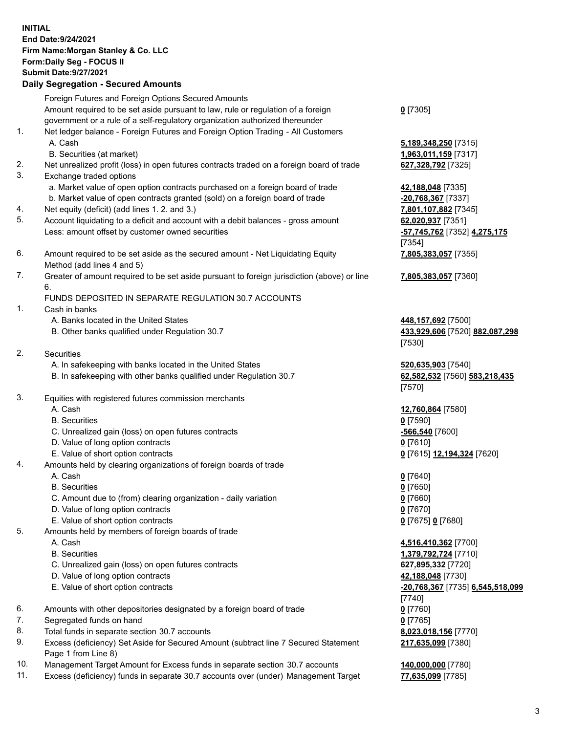**INITIAL**
**End Date:9/24/2021**
**Firm Name:Morgan Stanley & Co. LLC**
**Form:Daily Seg - FOCUS II**
**Submit Date:9/27/2021**

### Daily Segregation - Secured Amounts

| | | |
|---|---|---|
| | Foreign Futures and Foreign Options Secured Amounts | |
| | Amount required to be set aside pursuant to law, rule or regulation of a foreign government or a rule of a self-regulatory organization authorized thereunder | **0** [7305] |
| 1. | Net ledger balance - Foreign Futures and Foreign Option Trading - All Customers | |
| | A. Cash | **5,189,348,250** [7315] |
| | B. Securities (at market) | **1,963,011,159** [7317] |
| 2. | Net unrealized profit (loss) in open futures contracts traded on a foreign board of trade | **627,328,792** [7325] |
| 3. | Exchange traded options | |
| | a. Market value of open option contracts purchased on a foreign board of trade | **42,188,048** [7335] |
| | b. Market value of open contracts granted (sold) on a foreign board of trade | **-20,768,367** [7337] |
| 4. | Net equity (deficit) (add lines 1. 2. and 3.) | **7,801,107,882** [7345] |
| 5. | Account liquidating to a deficit and account with a debit balances - gross amount | **62,020,937** [7351] |
| | Less: amount offset by customer owned securities | **-57,745,762** [7352] **4,275,175** [7354] |
| 6. | Amount required to be set aside as the secured amount - Net Liquidating Equity Method (add lines 4 and 5) | **7,805,383,057** [7355] |
| 7. | Greater of amount required to be set aside pursuant to foreign jurisdiction (above) or line 6. | **7,805,383,057** [7360] |
| | FUNDS DEPOSITED IN SEPARATE REGULATION 30.7 ACCOUNTS | |
| 1. | Cash in banks | |
| | A. Banks located in the United States | **448,157,692** [7500] |
| | B. Other banks qualified under Regulation 30.7 | **433,929,606** [7520] **882,087,298** [7530] |
| 2. | Securities | |
| | A. In safekeeping with banks located in the United States | **520,635,903** [7540] |
| | B. In safekeeping with other banks qualified under Regulation 30.7 | **62,582,532** [7560] **583,218,435** [7570] |
| 3. | Equities with registered futures commission merchants | |
| | A. Cash | **12,760,864** [7580] |
| | B. Securities | **0** [7590] |
| | C. Unrealized gain (loss) on open futures contracts | **-566,540** [7600] |
| | D. Value of long option contracts | **0** [7610] |
| | E. Value of short option contracts | **0** [7615] **12,194,324** [7620] |
| 4. | Amounts held by clearing organizations of foreign boards of trade | |
| | A. Cash | **0** [7640] |
| | B. Securities | **0** [7650] |
| | C. Amount due to (from) clearing organization - daily variation | **0** [7660] |
| | D. Value of long option contracts | **0** [7670] |
| | E. Value of short option contracts | **0** [7675] **0** [7680] |
| 5. | Amounts held by members of foreign boards of trade | |
| | A. Cash | **4,516,410,362** [7700] |
| | B. Securities | **1,379,792,724** [7710] |
| | C. Unrealized gain (loss) on open futures contracts | **627,895,332** [7720] |
| | D. Value of long option contracts | **42,188,048** [7730] |
| | E. Value of short option contracts | **-20,768,367** [7735] **6,545,518,099** [7740] |
| 6. | Amounts with other depositories designated by a foreign board of trade | **0** [7760] |
| 7. | Segregated funds on hand | **0** [7765] |
| 8. | Total funds in separate section 30.7 accounts | **8,023,018,156** [7770] |
| 9. | Excess (deficiency) Set Aside for Secured Amount (subtract line 7 Secured Statement Page 1 from Line 8) | **217,635,099** [7380] |
| 10. | Management Target Amount for Excess funds in separate section 30.7 accounts | **140,000,000** [7780] |
| 11. | Excess (deficiency) funds in separate 30.7 accounts over (under) Management Target | **77,635,099** [7785] |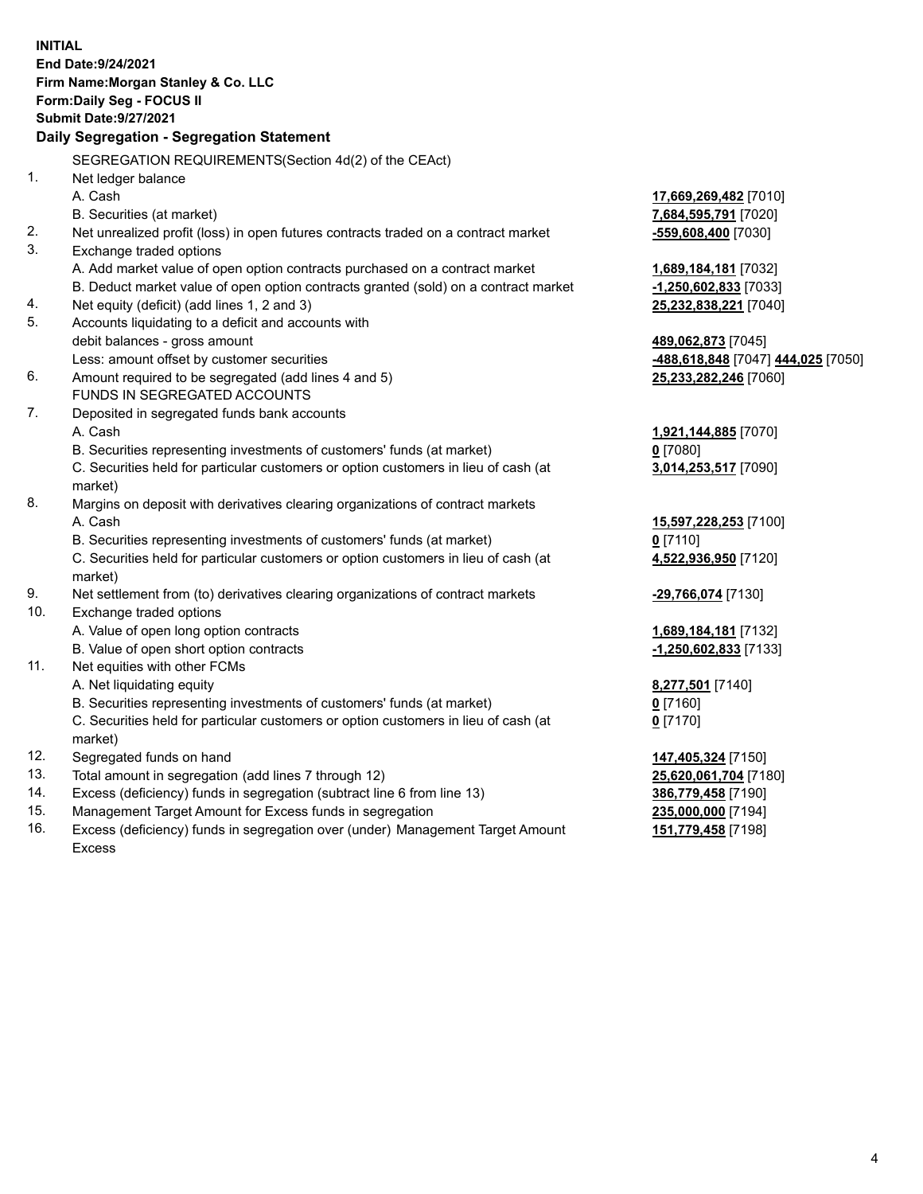**INITIAL**
**End Date:9/24/2021**
**Firm Name:Morgan Stanley & Co. LLC**
**Form:Daily Seg - FOCUS II**
**Submit Date:9/27/2021**

## Daily Segregation - Segregation Statement

SEGREGATION REQUIREMENTS(Section 4d(2) of the CEAct)

| | | |
|---|---|---|
| 1. | Net ledger balance | |
| | A. Cash | **17,669,269,482** [7010] |
| | B. Securities (at market) | **7,684,595,791** [7020] |
| 2. | Net unrealized profit (loss) in open futures contracts traded on a contract market | **-559,608,400** [7030] |
| 3. | Exchange traded options | |
| | A. Add market value of open option contracts purchased on a contract market | **1,689,184,181** [7032] |
| | B. Deduct market value of open option contracts granted (sold) on a contract market | **-1,250,602,833** [7033] |
| 4. | Net equity (deficit) (add lines 1, 2 and 3) | **25,232,838,221** [7040] |
| 5. | Accounts liquidating to a deficit and accounts with | |
| | debit balances - gross amount | **489,062,873** [7045] |
| | Less: amount offset by customer securities | **-488,618,848** [7047] **444,025** [7050] |
| 6. | Amount required to be segregated (add lines 4 and 5) | **25,233,282,246** [7060] |
| | FUNDS IN SEGREGATED ACCOUNTS | |
| 7. | Deposited in segregated funds bank accounts | |
| | A. Cash | **1,921,144,885** [7070] |
| | B. Securities representing investments of customers' funds (at market) | **0** [7080] |
| | C. Securities held for particular customers or option customers in lieu of cash (at market) | **3,014,253,517** [7090] |
| 8. | Margins on deposit with derivatives clearing organizations of contract markets | |
| | A. Cash | **15,597,228,253** [7100] |
| | B. Securities representing investments of customers' funds (at market) | **0** [7110] |
| | C. Securities held for particular customers or option customers in lieu of cash (at market) | **4,522,936,950** [7120] |
| 9. | Net settlement from (to) derivatives clearing organizations of contract markets | **-29,766,074** [7130] |
| 10. | Exchange traded options | |
| | A. Value of open long option contracts | **1,689,184,181** [7132] |
| | B. Value of open short option contracts | **-1,250,602,833** [7133] |
| 11. | Net equities with other FCMs | |
| | A. Net liquidating equity | **8,277,501** [7140] |
| | B. Securities representing investments of customers' funds (at market) | **0** [7160] |
| | C. Securities held for particular customers or option customers in lieu of cash (at market) | **0** [7170] |
| 12. | Segregated funds on hand | **147,405,324** [7150] |
| 13. | Total amount in segregation (add lines 7 through 12) | **25,620,061,704** [7180] |
| 14. | Excess (deficiency) funds in segregation (subtract line 6 from line 13) | **386,779,458** [7190] |
| 15. | Management Target Amount for Excess funds in segregation | **235,000,000** [7194] |
| 16. | Excess (deficiency) funds in segregation over (under) Management Target Amount Excess | **151,779,458** [7198] |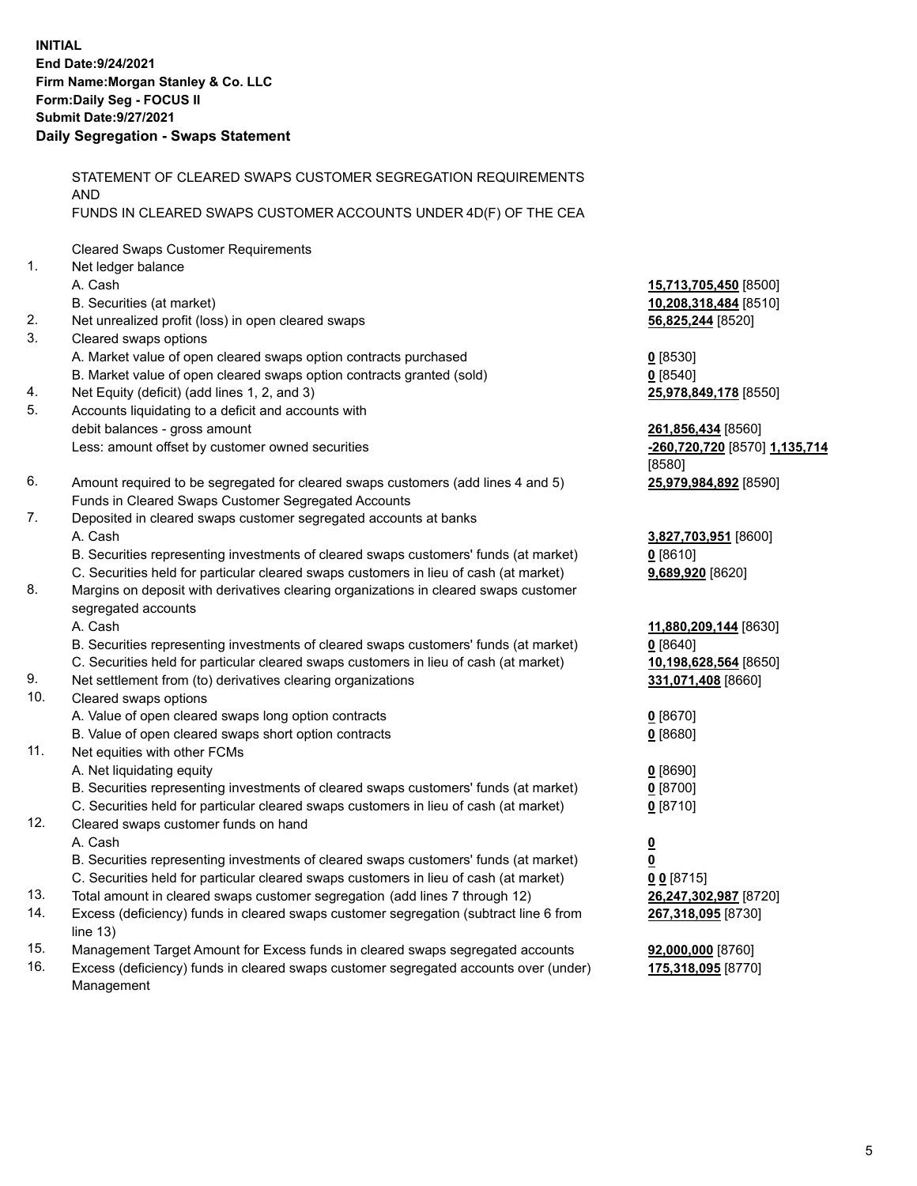**INITIAL**
**End Date:9/24/2021**
**Firm Name:Morgan Stanley & Co. LLC**
**Form:Daily Seg - FOCUS II**
**Submit Date:9/27/2021**
**Daily Segregation - Swaps Statement**

STATEMENT OF CLEARED SWAPS CUSTOMER SEGREGATION REQUIREMENTS AND
FUNDS IN CLEARED SWAPS CUSTOMER ACCOUNTS UNDER 4D(F) OF THE CEA

| | | |
|---|---|---|
| | Cleared Swaps Customer Requirements | |
| 1. | Net ledger balance | |
| | A. Cash | **15,713,705,450** [8500] |
| | B. Securities (at market) | **10,208,318,484** [8510] |
| 2. | Net unrealized profit (loss) in open cleared swaps | **56,825,244** [8520] |
| 3. | Cleared swaps options | |
| | A. Market value of open cleared swaps option contracts purchased | **0** [8530] |
| | B. Market value of open cleared swaps option contracts granted (sold) | **0** [8540] |
| 4. | Net Equity (deficit) (add lines 1, 2, and 3) | **25,978,849,178** [8550] |
| 5. | Accounts liquidating to a deficit and accounts with debit balances - gross amount | **261,856,434** [8560] |
| | Less: amount offset by customer owned securities | **-260,720,720** [8570] **1,135,714** [8580] |
| 6. | Amount required to be segregated for cleared swaps customers (add lines 4 and 5) | **25,979,984,892** [8590] |
| | Funds in Cleared Swaps Customer Segregated Accounts | |
| 7. | Deposited in cleared swaps customer segregated accounts at banks | |
| | A. Cash | **3,827,703,951** [8600] |
| | B. Securities representing investments of cleared swaps customers' funds (at market) | **0** [8610] |
| | C. Securities held for particular cleared swaps customers in lieu of cash (at market) | **9,689,920** [8620] |
| 8. | Margins on deposit with derivatives clearing organizations in cleared swaps customer segregated accounts | |
| | A. Cash | **11,880,209,144** [8630] |
| | B. Securities representing investments of cleared swaps customers' funds (at market) | **0** [8640] |
| | C. Securities held for particular cleared swaps customers in lieu of cash (at market) | **10,198,628,564** [8650] |
| 9. | Net settlement from (to) derivatives clearing organizations | **331,071,408** [8660] |
| 10. | Cleared swaps options | |
| | A. Value of open cleared swaps long option contracts | **0** [8670] |
| | B. Value of open cleared swaps short option contracts | **0** [8680] |
| 11. | Net equities with other FCMs | |
| | A. Net liquidating equity | **0** [8690] |
| | B. Securities representing investments of cleared swaps customers' funds (at market) | **0** [8700] |
| | C. Securities held for particular cleared swaps customers in lieu of cash (at market) | **0** [8710] |
| 12. | Cleared swaps customer funds on hand | |
| | A. Cash | **0** |
| | B. Securities representing investments of cleared swaps customers' funds (at market) | **0** |
| | C. Securities held for particular cleared swaps customers in lieu of cash (at market) | **0** **0** [8715] |
| 13. | Total amount in cleared swaps customer segregation (add lines 7 through 12) | **26,247,302,987** [8720] |
| 14. | Excess (deficiency) funds in cleared swaps customer segregation (subtract line 6 from line 13) | **267,318,095** [8730] |
| 15. | Management Target Amount for Excess funds in cleared swaps segregated accounts | **92,000,000** [8760] |
| 16. | Excess (deficiency) funds in cleared swaps customer segregated accounts over (under) Management | **175,318,095** [8770] |